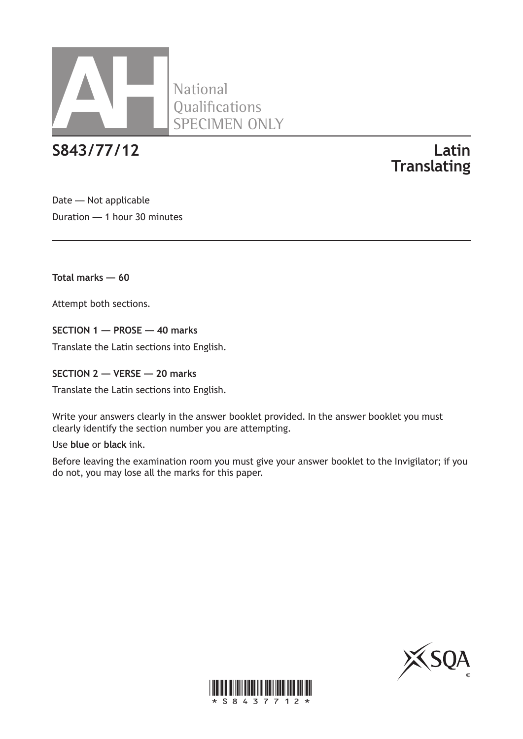AH National Qualifications SPECIMEN ONLY

# S843/77/12

# Latin Translating

Date — Not applicable

Duration — 1 hour 30 minutes

**Total marks — 60**

Attempt both sections.

**SECTION 1 — PROSE — 40 marks**

Translate the Latin sections into English.

**SECTION 2 — VERSE — 20 marks**

Translate the Latin sections into English.

Write your answers clearly in the answer booklet provided. In the answer booklet you must clearly identify the section number you are attempting.

Use **blue** or **black** ink.

Before leaving the examination room you must give your answer booklet to the Invigilator; if you do not, you may lose all the marks for this paper.

*S8437712*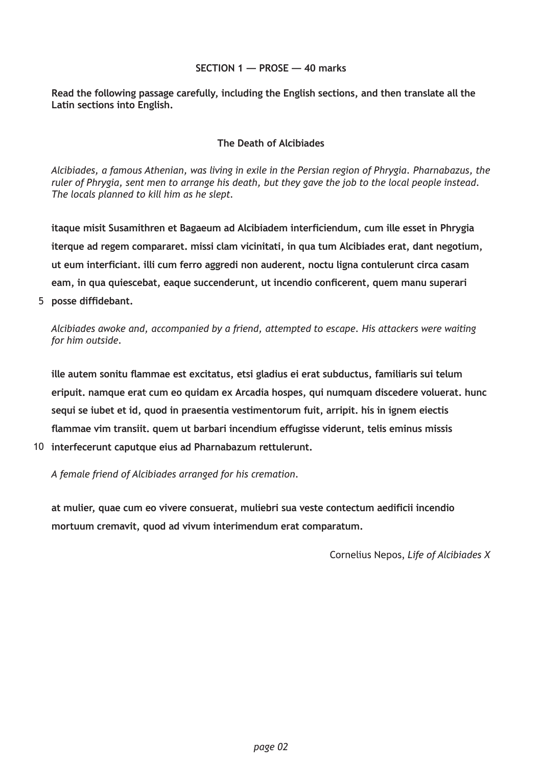**SECTION 1 — PROSE — 40 marks**

**Read the following passage carefully, including the English sections, and then translate all the Latin sections into English.**

**The Death of Alcibiades**

*Alcibiades, a famous Athenian, was living in exile in the Persian region of Phrygia. Pharnabazus, the ruler of Phrygia, sent men to arrange his death, but they gave the job to the local people instead. The locals planned to kill him as he slept.*

**itaque misit Susamithren et Bagaeum ad Alcibiadem interficiendum, cum ille esset in Phrygia iterque ad regem compararet. missi clam vicinitati, in qua tum Alcibiades erat, dant negotium, ut eum interficiant. illi cum ferro aggredi non auderent, noctu ligna contulerunt circa casam eam, in qua quiescebat, eaque succenderunt, ut incendio conficerent, quem manu superari**

5 **posse diffidebant.**

*Alcibiades awoke and, accompanied by a friend, attempted to escape. His attackers were waiting for him outside.*

**ille autem sonitu flammae est excitatus, etsi gladius ei erat subductus, familiaris sui telum eripuit. namque erat cum eo quidam ex Arcadia hospes, qui numquam discedere voluerat. hunc sequi se iubet et id, quod in praesentia vestimentorum fuit, arripit. his in ignem eiectis flammae vim transiit. quem ut barbari incendium effugisse viderunt, telis eminus missis**

10 **interfecerunt caputque eius ad Pharnabazum rettulerunt.**

*A female friend of Alcibiades arranged for his cremation.*

**at mulier, quae cum eo vivere consuerat, muliebri sua veste contectum aedificii incendio mortuum cremavit, quod ad vivum interimendum erat comparatum.**

Cornelius Nepos, *Life of Alcibiades X*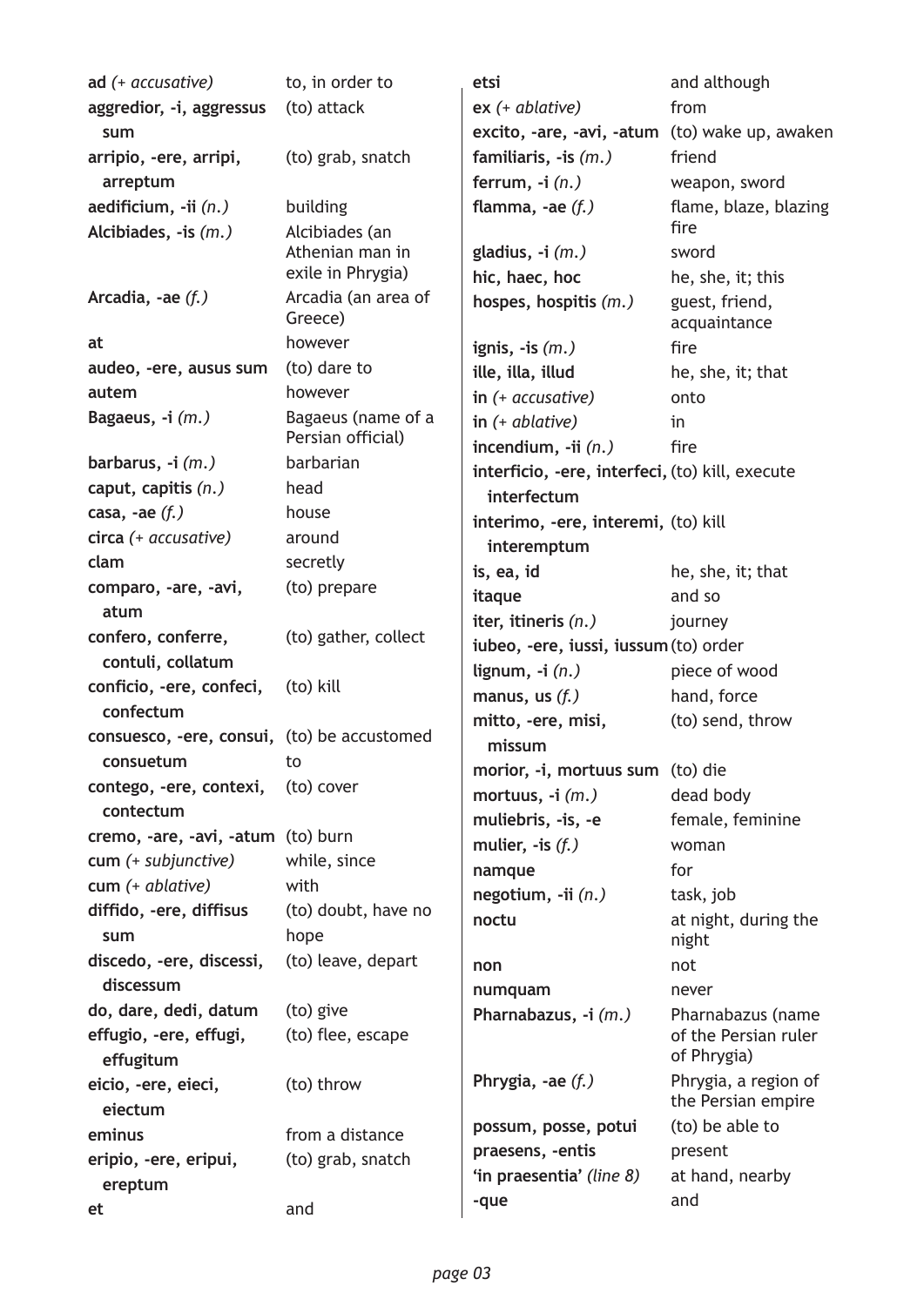| | |
|---|---|
| **ad** *(+ accusative)* | to, in order to |
| **aggredior, -i, aggressus sum** | (to) attack |
| **arripio, -ere, arripi, arreptum** | (to) grab, snatch |
| **aedificium, -ii** *(n.)* | building |
| **Alcibiades, -is** *(m.)* | Alcibiades (an Athenian man in exile in Phrygia) |
| **Arcadia, -ae** *(f.)* | Arcadia (an area of Greece) |
| **at** | however |
| **audeo, -ere, ausus sum** | (to) dare to |
| **autem** | however |
| **Bagaeus, -i** *(m.)* | Bagaeus (name of a Persian official) |
| **barbarus, -i** *(m.)* | barbarian |
| **caput, capitis** *(n.)* | head |
| **casa, -ae** *(f.)* | house |
| **circa** *(+ accusative)* | around |
| **clam** | secretly |
| **comparo, -are, -avi, atum** | (to) prepare |
| **confero, conferre, contuli, collatum** | (to) gather, collect |
| **conficio, -ere, confeci, confectum** | (to) kill |
| **consuesco, -ere, consui, consuetum** | (to) be accustomed to |
| **contego, -ere, contexi, contectum** | (to) cover |
| **cremo, -are, -avi, -atum** | (to) burn |
| **cum** *(+ subjunctive)* | while, since |
| **cum** *(+ ablative)* | with |
| **diffido, -ere, diffisus sum** | (to) doubt, have no hope |
| **discedo, -ere, discessi, discessum** | (to) leave, depart |
| **do, dare, dedi, datum** | (to) give |
| **effugio, -ere, effugi, effugitum** | (to) flee, escape |
| **eicio, -ere, eieci, eiectum** | (to) throw |
| **eminus** | from a distance |
| **eripio, -ere, eripui, ereptum** | (to) grab, snatch |
| **et** | and |
| **etsi** | and although |
| **ex** *(+ ablative)* | from |
| **excito, -are, -avi, -atum** | (to) wake up, awaken |
| **familiaris, -is** *(m.)* | friend |
| **ferrum, -i** *(n.)* | weapon, sword |
| **flamma, -ae** *(f.)* | flame, blaze, blazing fire |
| **gladius, -i** *(m.)* | sword |
| **hic, haec, hoc** | he, she, it; this |
| **hospes, hospitis** *(m.)* | guest, friend, acquaintance |
| **ignis, -is** *(m.)* | fire |
| **ille, illa, illud** | he, she, it; that |
| **in** *(+ accusative)* | onto |
| **in** *(+ ablative)* | in |
| **incendium, -ii** *(n.)* | fire |
| **interficio, -ere, interfeci, interfectum** | (to) kill, execute |
| **interimo, -ere, interemi, interemptum** | (to) kill |
| **is, ea, id** | he, she, it; that |
| **itaque** | and so |
| **iter, itineris** *(n.)* | journey |
| **iubeo, -ere, iussi, iussum** | (to) order |
| **lignum, -i** *(n.)* | piece of wood |
| **manus, us** *(f.)* | hand, force |
| **mitto, -ere, misi, missum** | (to) send, throw |
| **morior, -i, mortuus sum** | (to) die |
| **mortuus, -i** *(m.)* | dead body |
| **muliebris, -is, -e** | female, feminine |
| **mulier, -is** *(f.)* | woman |
| **namque** | for |
| **negotium, -ii** *(n.)* | task, job |
| **noctu** | at night, during the night |
| **non** | not |
| **numquam** | never |
| **Pharnabazus, -i** *(m.)* | Pharnabazus (name of the Persian ruler of Phrygia) |
| **Phrygia, -ae** *(f.)* | Phrygia, a region of the Persian empire |
| **possum, posse, potui** | (to) be able to |
| **praesens, -entis** | present |
| **'in praesentia'** *(line 8)* | at hand, nearby |
| **-que** | and |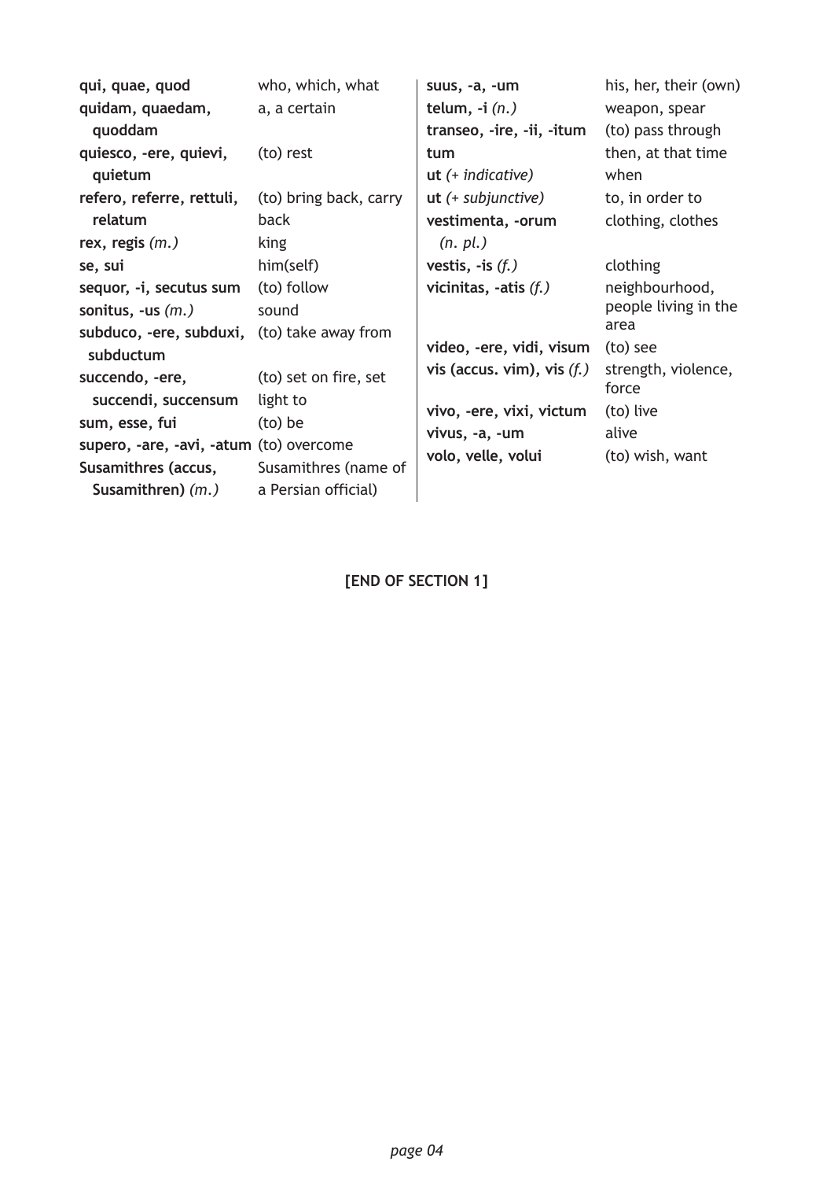| | |
|---|---|
| **qui, quae, quod** | who, which, what |
| **quidam, quaedam, quoddam** | a, a certain |
| **quiesco, -ere, quievi, quietum** | (to) rest |
| **refero, referre, rettuli, relatum** | (to) bring back, carry back |
| **rex, regis** *(m.)* | king |
| **se, sui** | him(self) |
| **sequor, -i, secutus sum** | (to) follow |
| **sonitus, -us** *(m.)* | sound |
| **subduco, -ere, subduxi, subductum** | (to) take away from |
| **succendo, -ere, succendi, succensum** | (to) set on fire, set light to |
| **sum, esse, fui** | (to) be |
| **supero, -are, -avi, -atum** | (to) overcome |
| **Susamithres (accus, Susamithren)** *(m.)* | Susamithres (name of a Persian official) |
| **suus, -a, -um** | his, her, their (own) |
| **telum, -i** *(n.)* | weapon, spear |
| **transeo, -ire, -ii, -itum** | (to) pass through |
| **tum** | then, at that time |
| **ut** *(+ indicative)* | when |
| **ut** *(+ subjunctive)* | to, in order to |
| **vestimenta, -orum** *(n. pl.)* | clothing, clothes |
| **vestis, -is** *(f.)* | clothing |
| **vicinitas, -atis** *(f.)* | neighbourhood, people living in the area |
| **video, -ere, vidi, visum** | (to) see |
| **vis (accus. vim), vis** *(f.)* | strength, violence, force |
| **vivo, -ere, vixi, victum** | (to) live |
| **vivus, -a, -um** | alive |
| **volo, velle, volui** | (to) wish, want |

**[END OF SECTION 1]**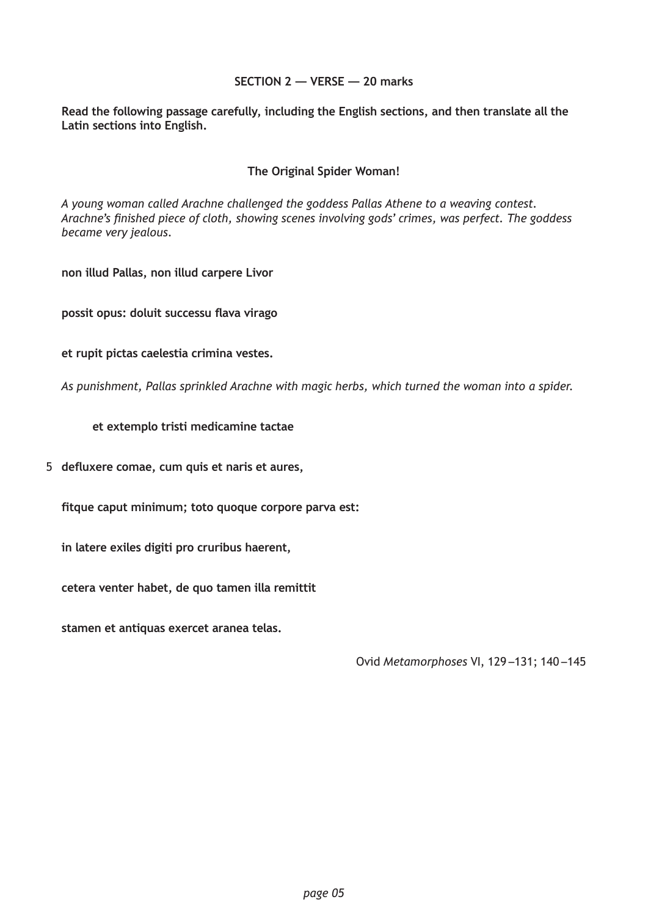## SECTION 2 — VERSE — 20 marks

**Read the following passage carefully, including the English sections, and then translate all the Latin sections into English.**

### The Original Spider Woman!

*A young woman called Arachne challenged the goddess Pallas Athene to a weaving contest. Arachne's finished piece of cloth, showing scenes involving gods' crimes, was perfect. The goddess became very jealous.*

**non illud Pallas, non illud carpere Livor**

**possit opus: doluit successu flava virago**

**et rupit pictas caelestia crimina vestes.**

*As punishment, Pallas sprinkled Arachne with magic herbs, which turned the woman into a spider.*

**et extemplo tristi medicamine tactae**

5 **defluxere comae, cum quis et naris et aures,**

**fitque caput minimum; toto quoque corpore parva est:**

**in latere exiles digiti pro cruribus haerent,**

**cetera venter habet, de quo tamen illa remittit**

**stamen et antiquas exercet aranea telas.**

Ovid *Metamorphoses* VI, 129 –131; 140 –145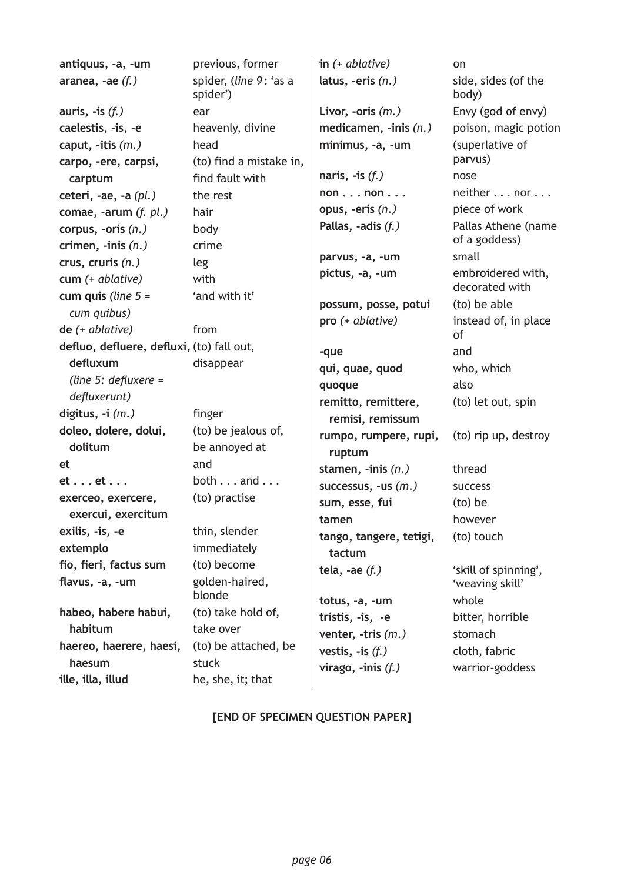| | |
|---|---|
| **antiquus, -a, -um** | previous, former |
| **aranea, -ae** *(f.)* | spider, (*line 9*: 'as a spider') |
| **auris, -is** *(f.)* | ear |
| **caelestis, -is, -e** | heavenly, divine |
| **caput, -itis** *(m.)* | head |
| **carpo, -ere, carpsi, carptum** | (to) find a mistake in, find fault with |
| **ceteri, -ae, -a** *(pl.)* | the rest |
| **comae, -arum** *(f. pl.)* | hair |
| **corpus, -oris** *(n.)* | body |
| **crimen, -inis** *(n.)* | crime |
| **crus, cruris** *(n.)* | leg |
| **cum** *(+ ablative)* | with |
| **cum quis** *(line 5 = cum quibus)* | 'and with it' |
| **de** *(+ ablative)* | from |
| **defluo, defluere, defluxi, defluxum** *(line 5: defluxere = defluxerunt)* | (to) fall out, disappear |
| **digitus, -i** *(m.)* | finger |
| **doleo, dolere, dolui, dolitum** | (to) be jealous of, be annoyed at |
| **et** | and |
| **et . . . et . . .** | both . . . and . . . |
| **exerceo, exercere, exercui, exercitum** | (to) practise |
| **exilis, -is, -e** | thin, slender |
| **extemplo** | immediately |
| **fio, fieri, factus sum** | (to) become |
| **flavus, -a, -um** | golden-haired, blonde |
| **habeo, habere habui, habitum** | (to) take hold of, take over |
| **haereo, haerere, haesi, haesum** | (to) be attached, be stuck |
| **ille, illa, illud** | he, she, it; that |
| **in** *(+ ablative)* | on |
| **latus, -eris** *(n.)* | side, sides (of the body) |
| **Livor, -oris** *(m.)* | Envy (god of envy) |
| **medicamen, -inis** *(n.)* | poison, magic potion |
| **minimus, -a, -um** | (superlative of parvus) |
| **naris, -is** *(f.)* | nose |
| **non . . . non . . .** | neither . . . nor . . . |
| **opus, -eris** *(n.)* | piece of work |
| **Pallas, -adis** *(f.)* | Pallas Athene (name of a goddess) |
| **parvus, -a, -um** | small |
| **pictus, -a, -um** | embroidered with, decorated with |
| **possum, posse, potui** | (to) be able |
| **pro** *(+ ablative)* | instead of, in place of |
| **-que** | and |
| **qui, quae, quod** | who, which |
| **quoque** | also |
| **remitto, remittere, remisi, remissum** | (to) let out, spin |
| **rumpo, rumpere, rupi, ruptum** | (to) rip up, destroy |
| **stamen, -inis** *(n.)* | thread |
| **successus, -us** *(m.)* | success |
| **sum, esse, fui** | (to) be |
| **tamen** | however |
| **tango, tangere, tetigi, tactum** | (to) touch |
| **tela, -ae** *(f.)* | 'skill of spinning', 'weaving skill' |
| **totus, -a, -um** | whole |
| **tristis, -is, -e** | bitter, horrible |
| **venter, -tris** *(m.)* | stomach |
| **vestis, -is** *(f.)* | cloth, fabric |
| **virago, -inis** *(f.)* | warrior-goddess |

**[END OF SPECIMEN QUESTION PAPER]**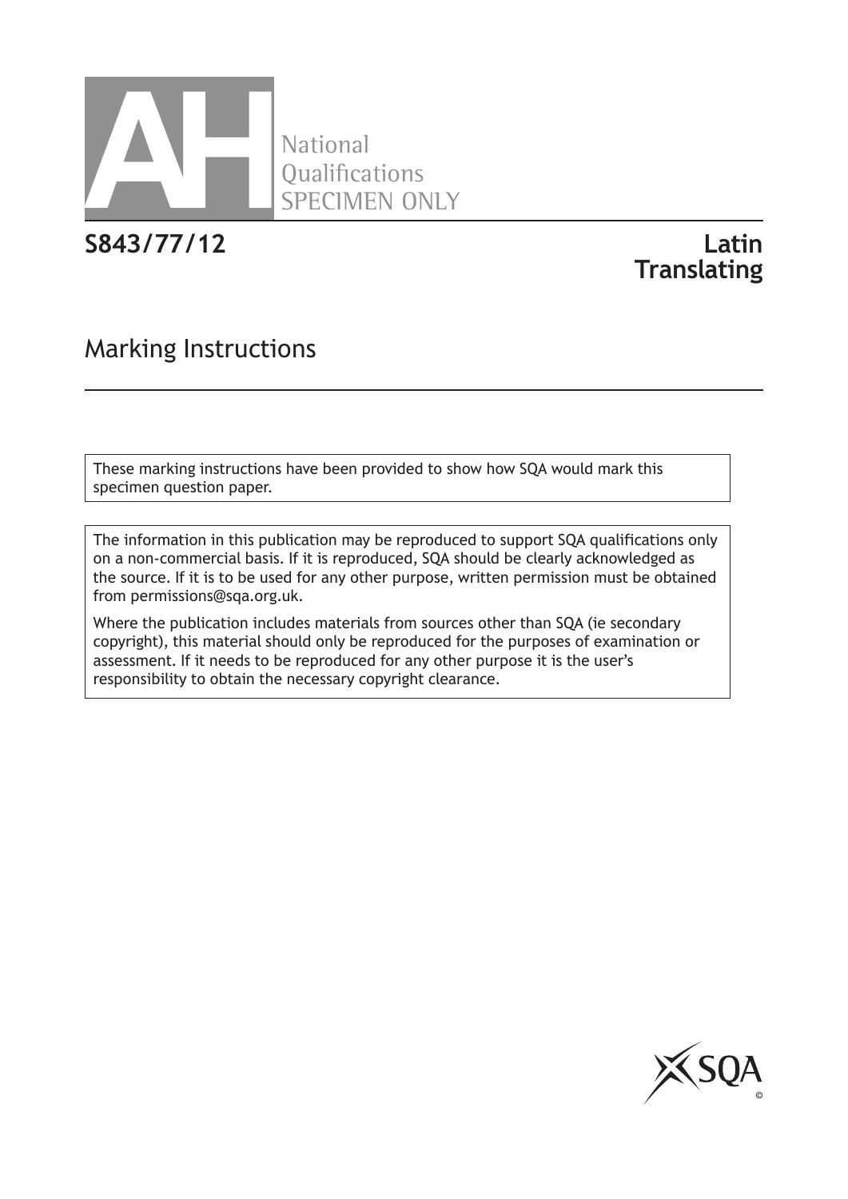# AH National Qualifications SPECIMEN ONLY

**S843/77/12**

**Latin Translating**

## Marking Instructions

These marking instructions have been provided to show how SQA would mark this specimen question paper.

The information in this publication may be reproduced to support SQA qualifications only on a non-commercial basis. If it is reproduced, SQA should be clearly acknowledged as the source. If it is to be used for any other purpose, written permission must be obtained from permissions@sqa.org.uk.

Where the publication includes materials from sources other than SQA (ie secondary copyright), this material should only be reproduced for the purposes of examination or assessment. If it needs to be reproduced for any other purpose it is the user's responsibility to obtain the necessary copyright clearance.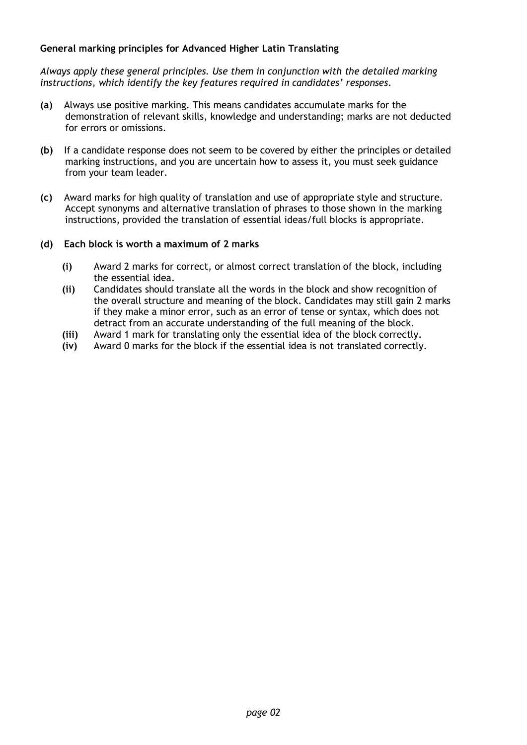**General marking principles for Advanced Higher Latin Translating**

*Always apply these general principles. Use them in conjunction with the detailed marking instructions, which identify the key features required in candidates' responses.*

**(a)** Always use positive marking. This means candidates accumulate marks for the demonstration of relevant skills, knowledge and understanding; marks are not deducted for errors or omissions.

**(b)** If a candidate response does not seem to be covered by either the principles or detailed marking instructions, and you are uncertain how to assess it, you must seek guidance from your team leader.

**(c)** Award marks for high quality of translation and use of appropriate style and structure. Accept synonyms and alternative translation of phrases to those shown in the marking instructions, provided the translation of essential ideas/full blocks is appropriate.

**(d) Each block is worth a maximum of 2 marks**

- **(i)** Award 2 marks for correct, or almost correct translation of the block, including the essential idea.
- **(ii)** Candidates should translate all the words in the block and show recognition of the overall structure and meaning of the block. Candidates may still gain 2 marks if they make a minor error, such as an error of tense or syntax, which does not detract from an accurate understanding of the full meaning of the block.
- **(iii)** Award 1 mark for translating only the essential idea of the block correctly.
- **(iv)** Award 0 marks for the block if the essential idea is not translated correctly.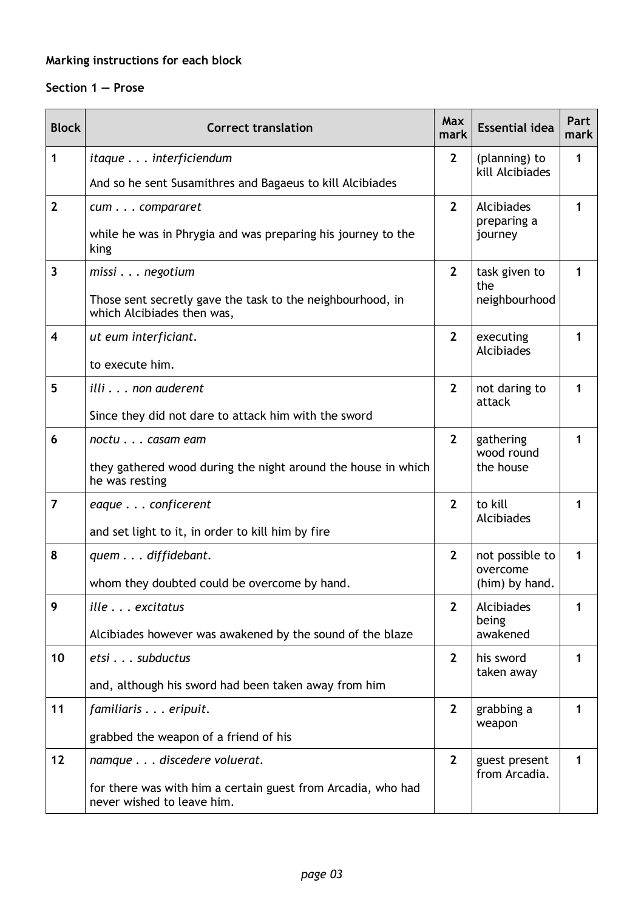**Marking instructions for each block**

**Section 1 — Prose**

| Block | Correct translation | Max mark | Essential idea | Part mark |
|---|---|---|---|---|
| 1 | *itaque . . . interficiendum*<br><br>And so he sent Susamithres and Bagaeus to kill Alcibiades | 2 | (planning) to kill Alcibiades | 1 |
| 2 | *cum . . . compararet*<br><br>while he was in Phrygia and was preparing his journey to the king | 2 | Alcibiades preparing a journey | 1 |
| 3 | *missi . . . negotium*<br><br>Those sent secretly gave the task to the neighbourhood, in which Alcibiades then was, | 2 | task given to the neighbourhood | 1 |
| 4 | *ut eum interficiant.*<br><br>to execute him. | 2 | executing Alcibiades | 1 |
| 5 | *illi . . . non auderent*<br><br>Since they did not dare to attack him with the sword | 2 | not daring to attack | 1 |
| 6 | *noctu . . . casam eam*<br><br>they gathered wood during the night around the house in which he was resting | 2 | gathering wood round the house | 1 |
| 7 | *eaque . . . conficerent*<br><br>and set light to it, in order to kill him by fire | 2 | to kill Alcibiades | 1 |
| 8 | *quem . . . diffidebant.*<br><br>whom they doubted could be overcome by hand. | 2 | not possible to overcome (him) by hand. | 1 |
| 9 | *ille . . . excitatus*<br><br>Alcibiades however was awakened by the sound of the blaze | 2 | Alcibiades being awakened | 1 |
| 10 | *etsi . . . subductus*<br><br>and, although his sword had been taken away from him | 2 | his sword taken away | 1 |
| 11 | *familiaris . . . eripuit.*<br><br>grabbed the weapon of a friend of his | 2 | grabbing a weapon | 1 |
| 12 | *namque . . . discedere voluerat.*<br><br>for there was with him a certain guest from Arcadia, who had never wished to leave him. | 2 | guest present from Arcadia. | 1 |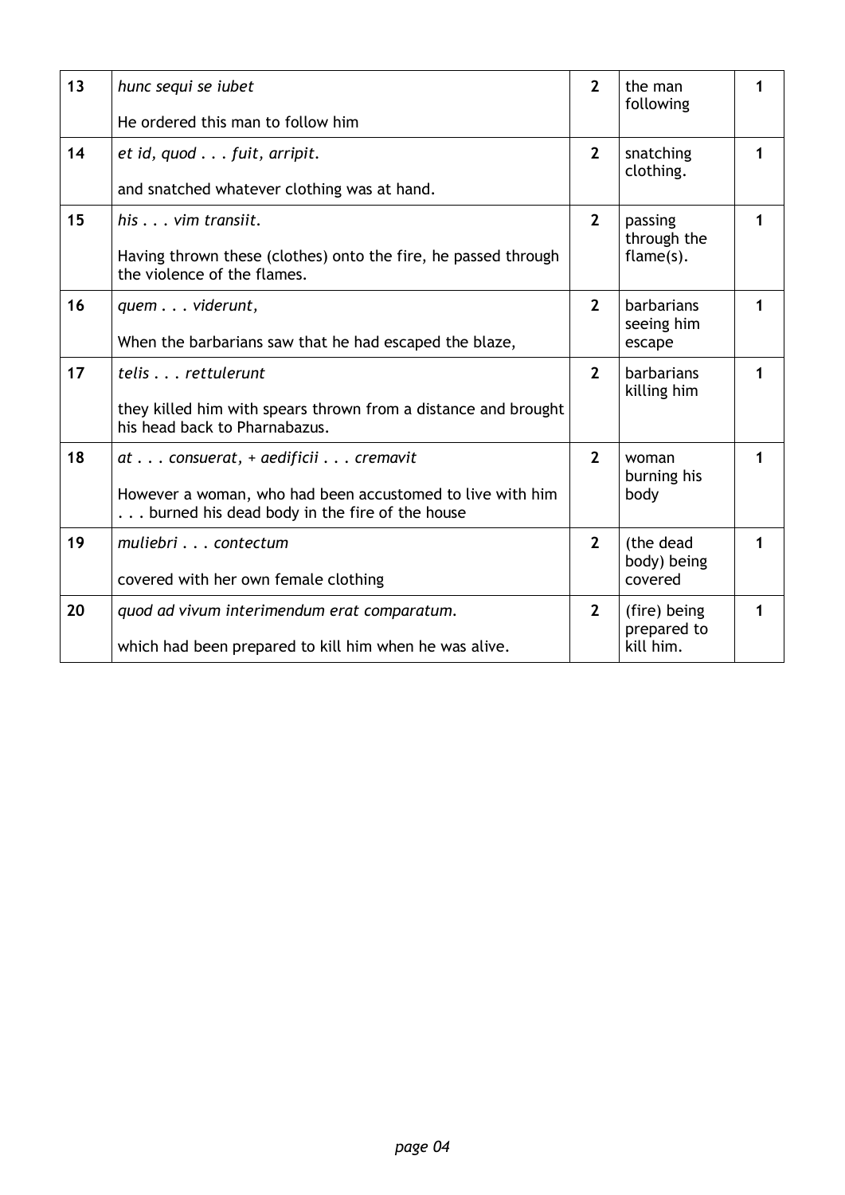| | | | | |
|---|---|---|---|---|
| **13** | *hunc sequi se iubet*<br><br>He ordered this man to follow him | **2** | the man following | **1** |
| **14** | *et id, quod . . . fuit, arripit.*<br><br>and snatched whatever clothing was at hand. | **2** | snatching clothing. | **1** |
| **15** | *his . . . vim transiit.*<br><br>Having thrown these (clothes) onto the fire, he passed through the violence of the flames. | **2** | passing through the flame(s). | **1** |
| **16** | *quem . . . viderunt,*<br><br>When the barbarians saw that he had escaped the blaze, | **2** | barbarians seeing him escape | **1** |
| **17** | *telis . . . rettulerunt*<br><br>they killed him with spears thrown from a distance and brought his head back to Pharnabazus. | **2** | barbarians killing him | **1** |
| **18** | *at . . . consuerat, + aedificii . . . cremavit*<br><br>However a woman, who had been accustomed to live with him . . . burned his dead body in the fire of the house | **2** | woman burning his body | **1** |
| **19** | *muliebri . . . contectum*<br><br>covered with her own female clothing | **2** | (the dead body) being covered | **1** |
| **20** | *quod ad vivum interimendum erat comparatum.*<br><br>which had been prepared to kill him when he was alive. | **2** | (fire) being prepared to kill him. | **1** |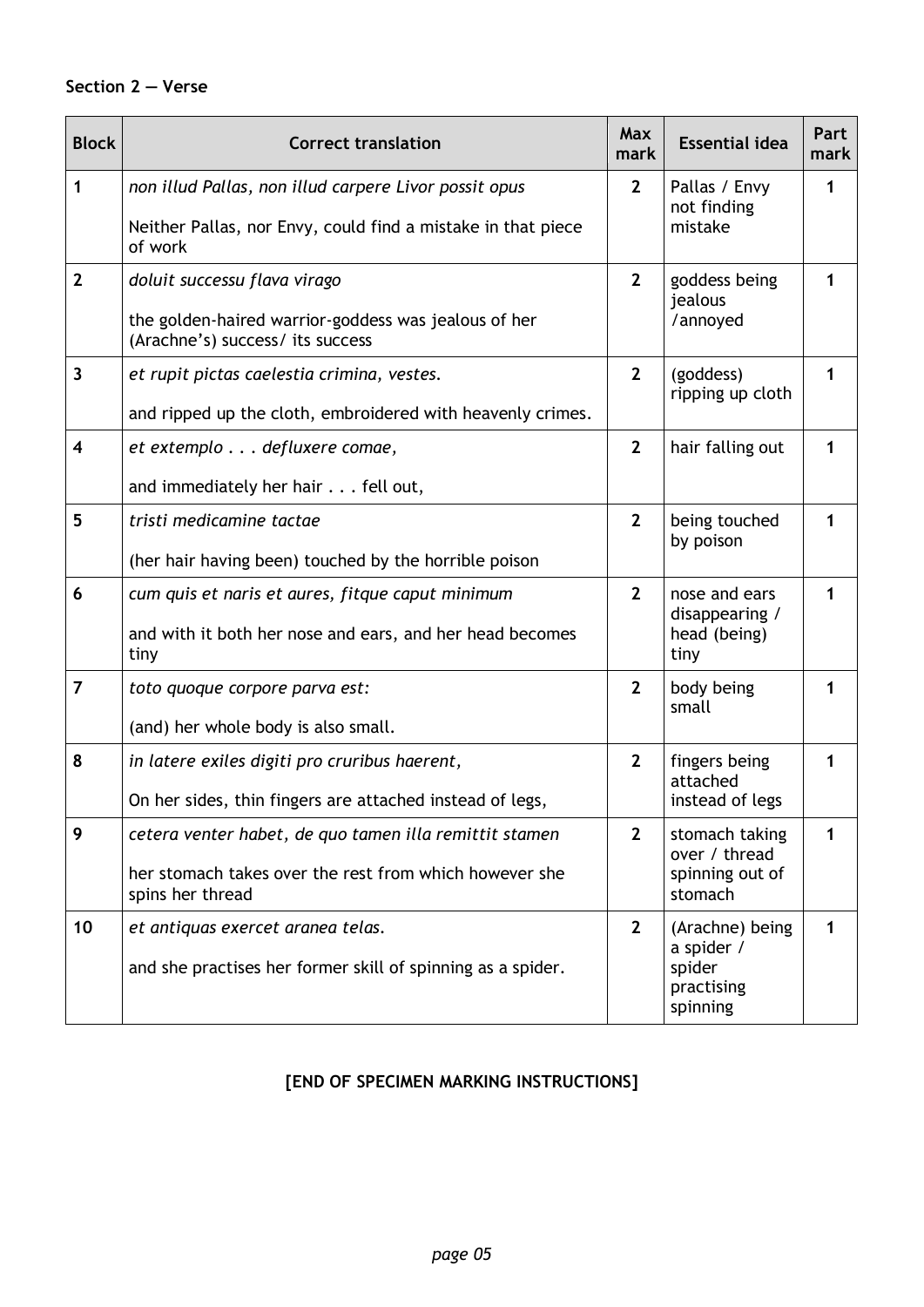**Section 2 — Verse**

| Block | Correct translation | Max mark | Essential idea | Part mark |
|---|---|---|---|---|
| 1 | *non illud Pallas, non illud carpere Livor possit opus*<br><br>Neither Pallas, nor Envy, could find a mistake in that piece of work | 2 | Pallas / Envy not finding mistake | 1 |
| 2 | *doluit successu flava virago*<br><br>the golden-haired warrior-goddess was jealous of her (Arachne's) success/ its success | 2 | goddess being jealous /annoyed | 1 |
| 3 | *et rupit pictas caelestia crimina, vestes.*<br><br>and ripped up the cloth, embroidered with heavenly crimes. | 2 | (goddess) ripping up cloth | 1 |
| 4 | *et extemplo . . . defluxere comae,*<br><br>and immediately her hair . . . fell out, | 2 | hair falling out | 1 |
| 5 | *tristi medicamine tactae*<br><br>(her hair having been) touched by the horrible poison | 2 | being touched by poison | 1 |
| 6 | *cum quis et naris et aures, fitque caput minimum*<br><br>and with it both her nose and ears, and her head becomes tiny | 2 | nose and ears disappearing / head (being) tiny | 1 |
| 7 | *toto quoque corpore parva est:*<br><br>(and) her whole body is also small. | 2 | body being small | 1 |
| 8 | *in latere exiles digiti pro cruribus haerent,*<br><br>On her sides, thin fingers are attached instead of legs, | 2 | fingers being attached instead of legs | 1 |
| 9 | *cetera venter habet, de quo tamen illa remittit stamen*<br><br>her stomach takes over the rest from which however she spins her thread | 2 | stomach taking over / thread spinning out of stomach | 1 |
| 10 | *et antiquas exercet aranea telas.*<br><br>and she practises her former skill of spinning as a spider. | 2 | (Arachne) being a spider / spider practising spinning | 1 |

**[END OF SPECIMEN MARKING INSTRUCTIONS]**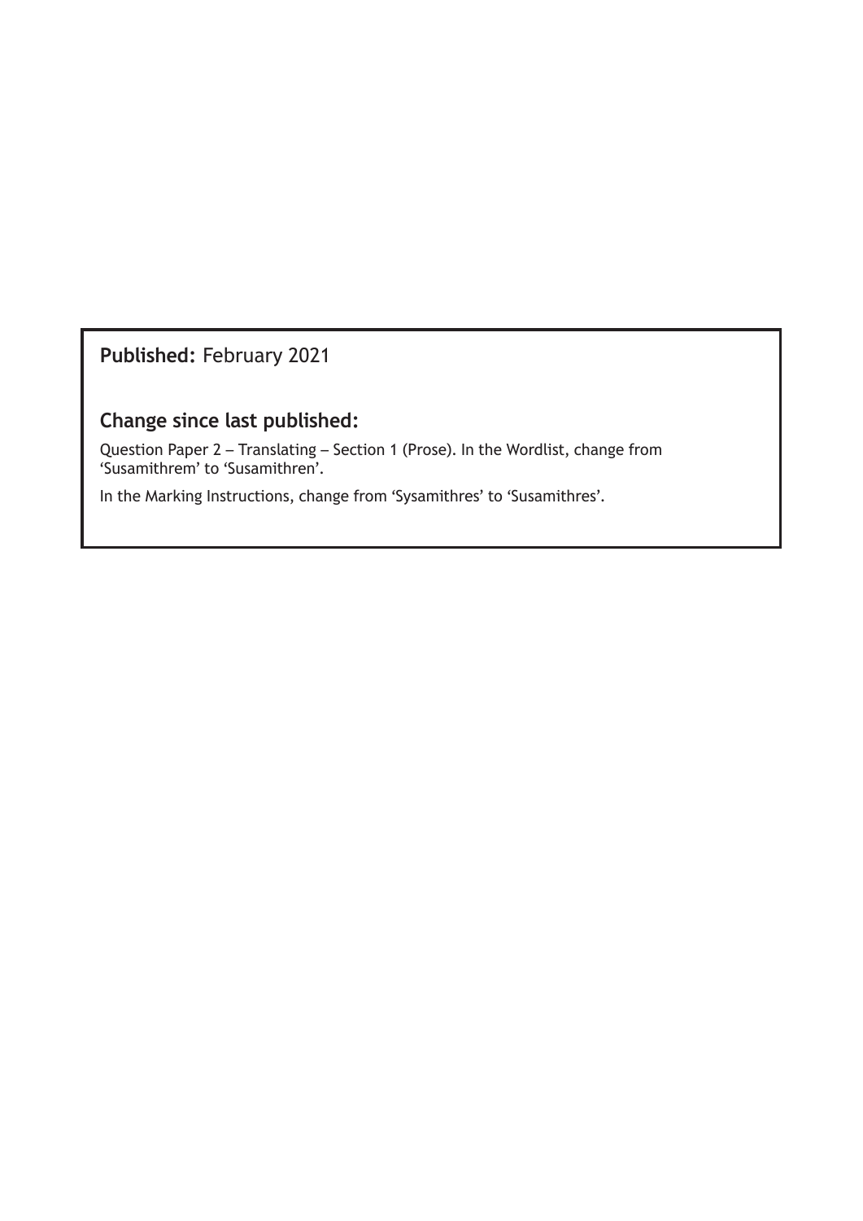**Published:** February 2021

## Change since last published:

Question Paper 2 – Translating – Section 1 (Prose). In the Wordlist, change from 'Susamithrem' to 'Susamithren'.

In the Marking Instructions, change from 'Sysamithres' to 'Susamithres'.